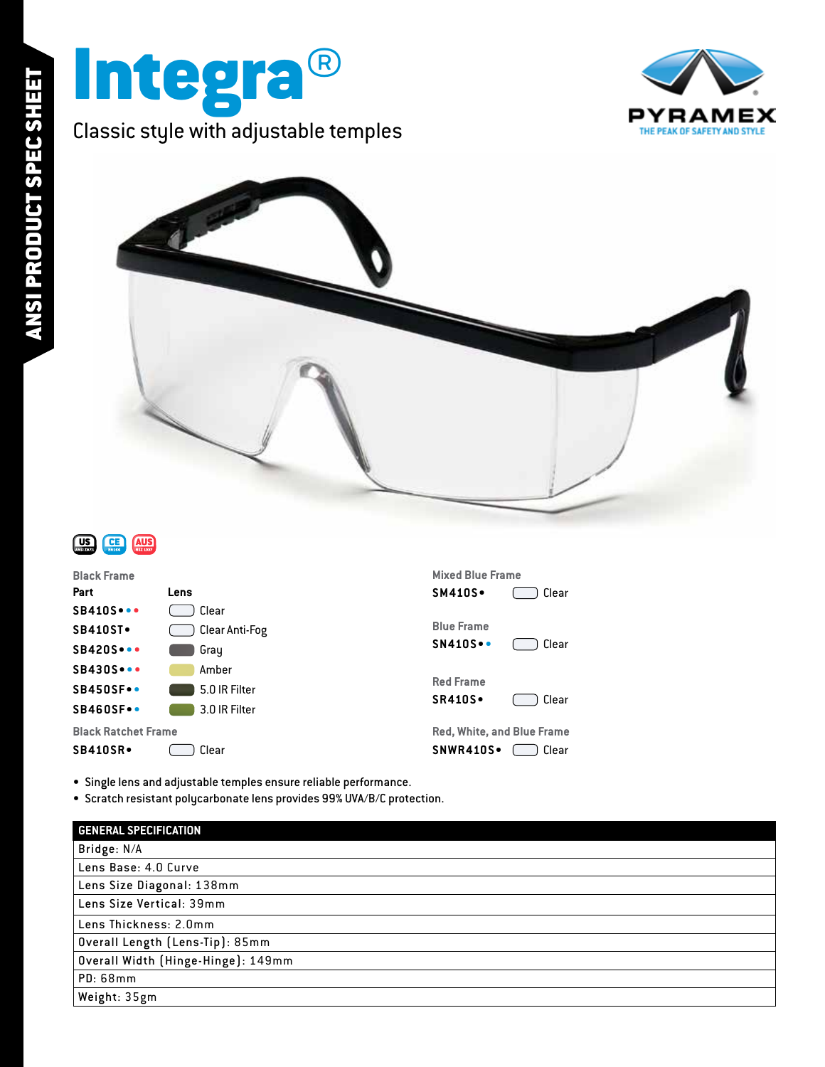ANSI PRODUCT SPEC SHEET

# Integra®

Classic style with adjustable temples

PYRAMEX
THE PEAK OF SAFETY AND STYLE

US ANSI Z87.1 | CE EN166 | AUS NZS 1337

**Black Frame**

| Part | Lens |
|---|---|
| SB410S••• | Clear |
| SB410ST• | Clear Anti-Fog |
| SB420S••• | Gray |
| SB430S••• | Amber |
| SB450SF•• | 5.0 IR Filter |
| SB460SF•• | 3.0 IR Filter |

**Black Ratchet Frame**

| Part | Lens |
|---|---|
| SB410SR• | Clear |

**Mixed Blue Frame**

| Part | Lens |
|---|---|
| SM410S• | Clear |

**Blue Frame**

| Part | Lens |
|---|---|
| SN410S•• | Clear |

**Red Frame**

| Part | Lens |
|---|---|
| SR410S• | Clear |

**Red, White, and Blue Frame**

| Part | Lens |
|---|---|
| SNWR410S• | Clear |

- Single lens and adjustable temples ensure reliable performance.
- Scratch resistant polycarbonate lens provides 99% UVA/B/C protection.

| GENERAL SPECIFICATION |
|---|
| Bridge: N/A |
| Lens Base: 4.0 Curve |
| Lens Size Diagonal: 138mm |
| Lens Size Vertical: 39mm |
| Lens Thickness: 2.0mm |
| Overall Length (Lens-Tip): 85mm |
| Overall Width (Hinge-Hinge): 149mm |
| PD: 68mm |
| Weight: 35gm |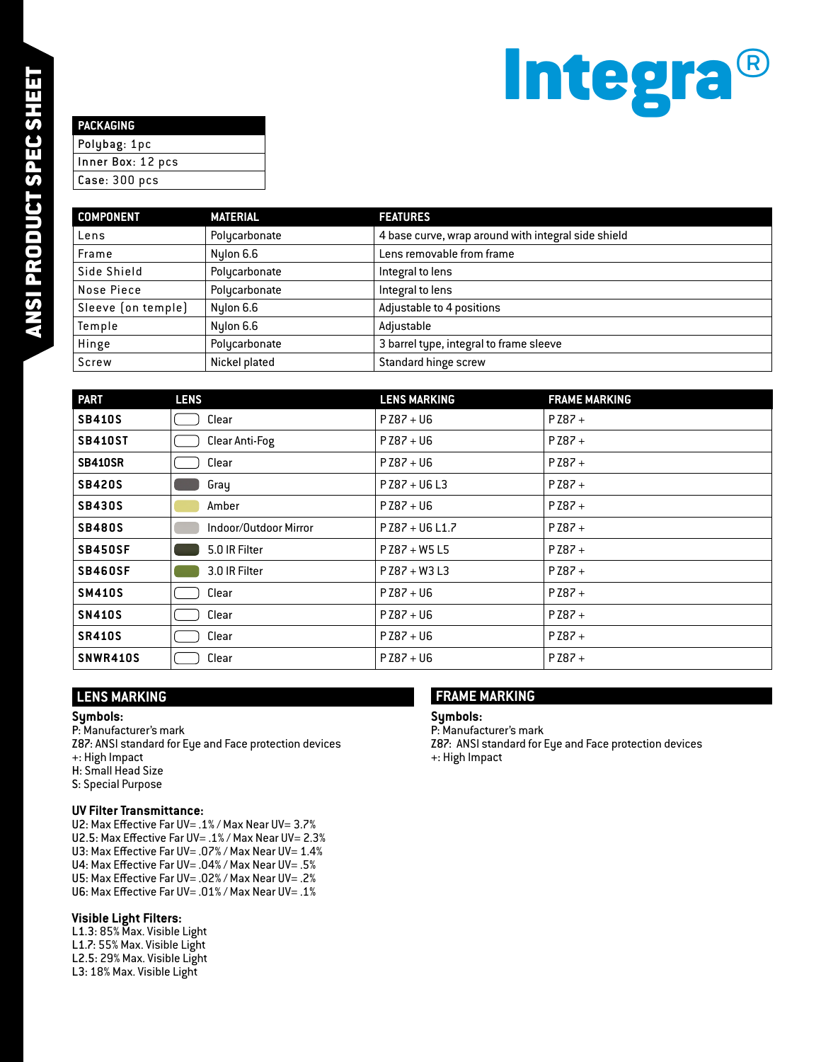# Integra®

ANSI PRODUCT SPEC SHEET

| PACKAGING |
|---|
| Polybag: 1pc |
| Inner Box: 12 pcs |
| Case: 300 pcs |

| COMPONENT | MATERIAL | FEATURES |
|---|---|---|
| Lens | Polycarbonate | 4 base curve, wrap around with integral side shield |
| Frame | Nylon 6.6 | Lens removable from frame |
| Side Shield | Polycarbonate | Integral to lens |
| Nose Piece | Polycarbonate | Integral to lens |
| Sleeve (on temple) | Nylon 6.6 | Adjustable to 4 positions |
| Temple | Nylon 6.6 | Adjustable |
| Hinge | Polycarbonate | 3 barrel type, integral to frame sleeve |
| Screw | Nickel plated | Standard hinge screw |

| PART | LENS | LENS MARKING | FRAME MARKING |
|---|---|---|---|
| **SB410S** | Clear | P Z87 + U6 | P Z87 + |
| **SB410ST** | Clear Anti-Fog | P Z87 + U6 | P Z87 + |
| **SB410SR** | Clear | P Z87 + U6 | P Z87 + |
| **SB420S** | Gray | P Z87 + U6 L3 | P Z87 + |
| **SB430S** | Amber | P Z87 + U6 | P Z87 + |
| **SB480S** | Indoor/Outdoor Mirror | P Z87 + U6 L1.7 | P Z87 + |
| **SB450SF** | 5.0 IR Filter | P Z87 + W5 L5 | P Z87 + |
| **SB460SF** | 3.0 IR Filter | P Z87 + W3 L3 | P Z87 + |
| **SM410S** | Clear | P Z87 + U6 | P Z87 + |
| **SN410S** | Clear | P Z87 + U6 | P Z87 + |
| **SR410S** | Clear | P Z87 + U6 | P Z87 + |
| **SNWR410S** | Clear | P Z87 + U6 | P Z87 + |

## LENS MARKING

**Symbols:**
P: Manufacturer's mark
Z87: ANSI standard for Eye and Face protection devices
+: High Impact
H: Small Head Size
S: Special Purpose

**UV Filter Transmittance:**
U2: Max Effective Far UV= .1% / Max Near UV= 3.7%
U2.5: Max Effective Far UV= .1% / Max Near UV= 2.3%
U3: Max Effective Far UV= .07% / Max Near UV= 1.4%
U4: Max Effective Far UV= .04% / Max Near UV= .5%
U5: Max Effective Far UV= .02% / Max Near UV= .2%
U6: Max Effective Far UV= .01% / Max Near UV= .1%

**Visible Light Filters:**
L1.3: 85% Max. Visible Light
L1.7: 55% Max. Visible Light
L2.5: 29% Max. Visible Light
L3: 18% Max. Visible Light

## FRAME MARKING

**Symbols:**
P: Manufacturer's mark
Z87: ANSI standard for Eye and Face protection devices
+: High Impact